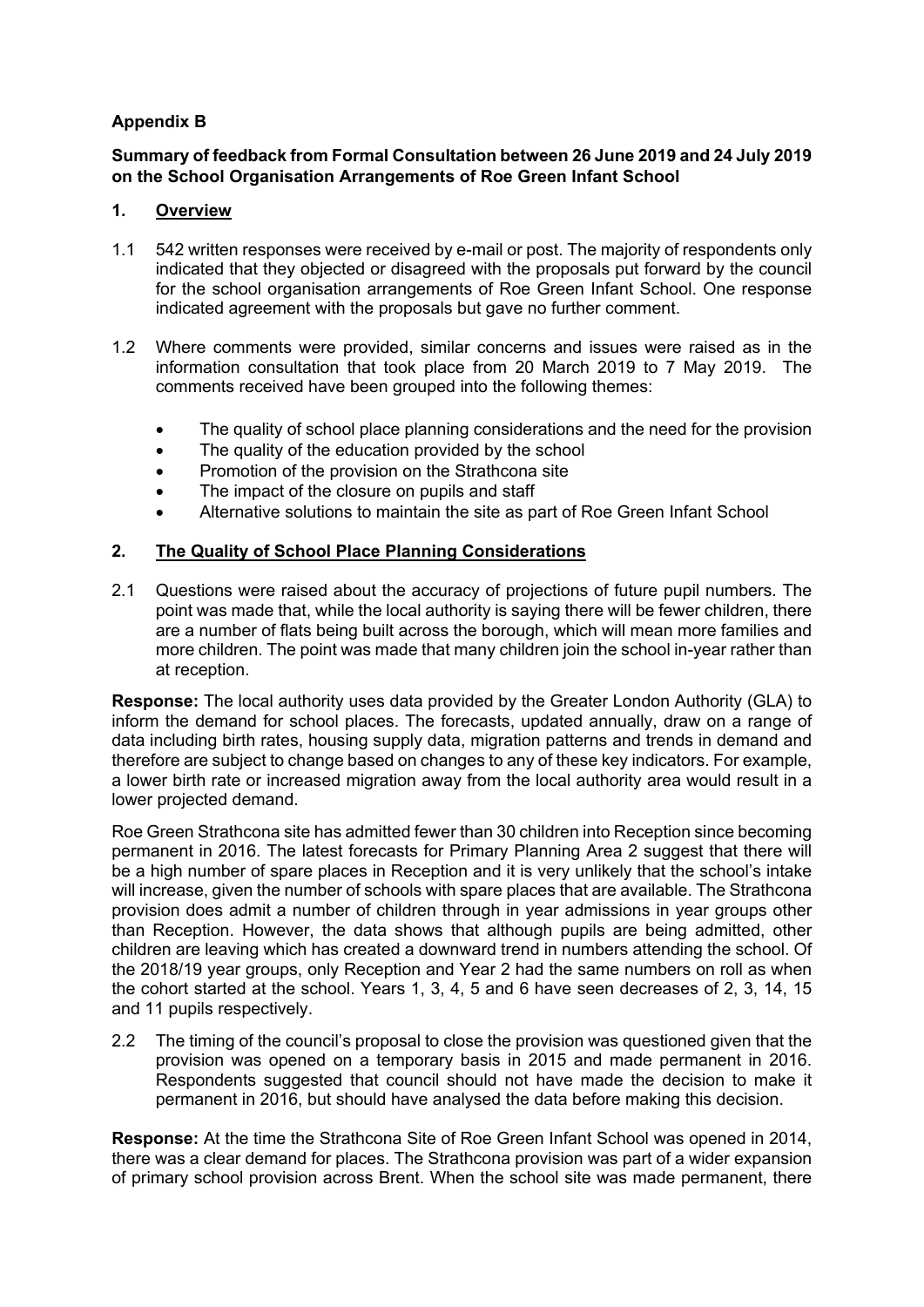# Appendix B

**Summary of feedback from Formal Consultation between 26 June 2019 and 24 July 2019 on the School Organisation Arrangements of Roe Green Infant School**

## 1. Overview

1.1 542 written responses were received by e-mail or post. The majority of respondents only indicated that they objected or disagreed with the proposals put forward by the council for the school organisation arrangements of Roe Green Infant School. One response indicated agreement with the proposals but gave no further comment.

1.2 Where comments were provided, similar concerns and issues were raised as in the information consultation that took place from 20 March 2019 to 7 May 2019. The comments received have been grouped into the following themes:

- The quality of school place planning considerations and the need for the provision
- The quality of the education provided by the school
- Promotion of the provision on the Strathcona site
- The impact of the closure on pupils and staff
- Alternative solutions to maintain the site as part of Roe Green Infant School

## 2. The Quality of School Place Planning Considerations

2.1 Questions were raised about the accuracy of projections of future pupil numbers. The point was made that, while the local authority is saying there will be fewer children, there are a number of flats being built across the borough, which will mean more families and more children. The point was made that many children join the school in-year rather than at reception.

**Response:** The local authority uses data provided by the Greater London Authority (GLA) to inform the demand for school places. The forecasts, updated annually, draw on a range of data including birth rates, housing supply data, migration patterns and trends in demand and therefore are subject to change based on changes to any of these key indicators. For example, a lower birth rate or increased migration away from the local authority area would result in a lower projected demand.

Roe Green Strathcona site has admitted fewer than 30 children into Reception since becoming permanent in 2016. The latest forecasts for Primary Planning Area 2 suggest that there will be a high number of spare places in Reception and it is very unlikely that the school's intake will increase, given the number of schools with spare places that are available. The Strathcona provision does admit a number of children through in year admissions in year groups other than Reception. However, the data shows that although pupils are being admitted, other children are leaving which has created a downward trend in numbers attending the school. Of the 2018/19 year groups, only Reception and Year 2 had the same numbers on roll as when the cohort started at the school. Years 1, 3, 4, 5 and 6 have seen decreases of 2, 3, 14, 15 and 11 pupils respectively.

2.2 The timing of the council's proposal to close the provision was questioned given that the provision was opened on a temporary basis in 2015 and made permanent in 2016. Respondents suggested that council should not have made the decision to make it permanent in 2016, but should have analysed the data before making this decision.

**Response:** At the time the Strathcona Site of Roe Green Infant School was opened in 2014, there was a clear demand for places. The Strathcona provision was part of a wider expansion of primary school provision across Brent. When the school site was made permanent, there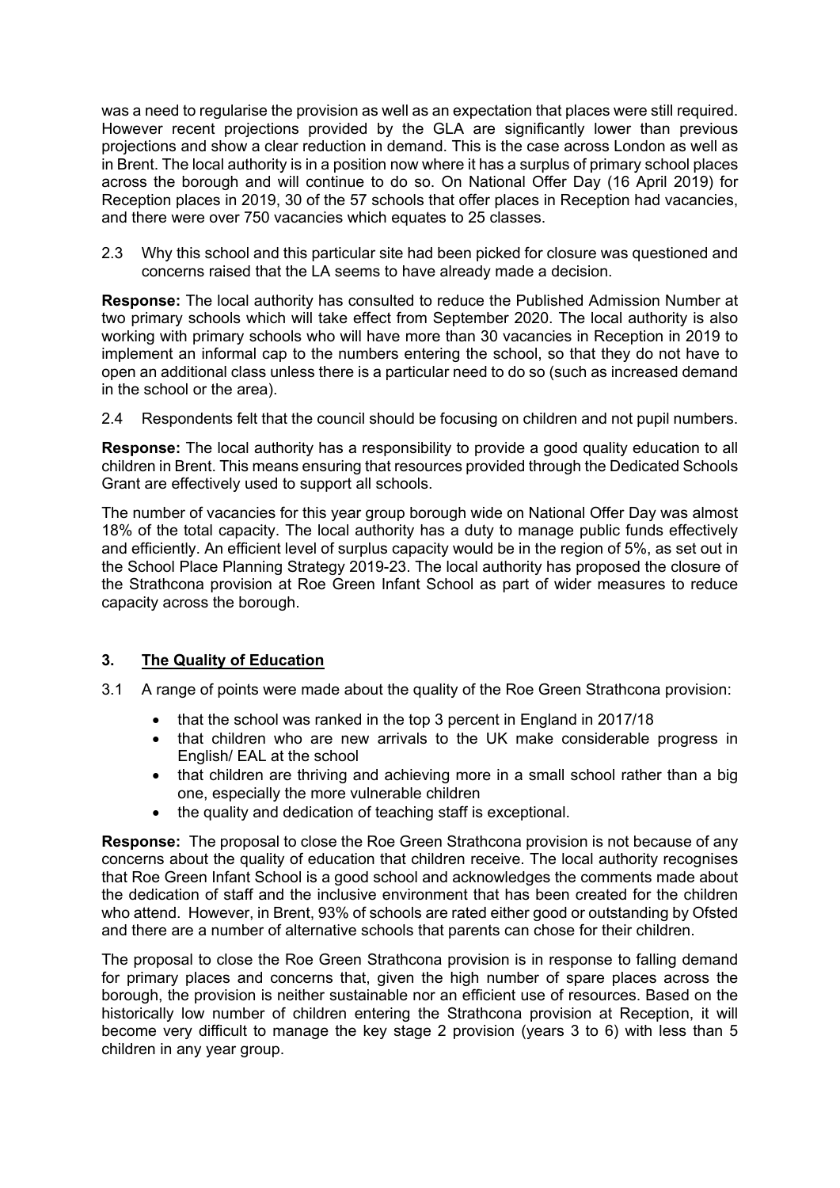was a need to regularise the provision as well as an expectation that places were still required. However recent projections provided by the GLA are significantly lower than previous projections and show a clear reduction in demand. This is the case across London as well as in Brent. The local authority is in a position now where it has a surplus of primary school places across the borough and will continue to do so. On National Offer Day (16 April 2019) for Reception places in 2019, 30 of the 57 schools that offer places in Reception had vacancies, and there were over 750 vacancies which equates to 25 classes.

2.3 Why this school and this particular site had been picked for closure was questioned and concerns raised that the LA seems to have already made a decision.

**Response:** The local authority has consulted to reduce the Published Admission Number at two primary schools which will take effect from September 2020. The local authority is also working with primary schools who will have more than 30 vacancies in Reception in 2019 to implement an informal cap to the numbers entering the school, so that they do not have to open an additional class unless there is a particular need to do so (such as increased demand in the school or the area).

2.4 Respondents felt that the council should be focusing on children and not pupil numbers.

**Response:** The local authority has a responsibility to provide a good quality education to all children in Brent. This means ensuring that resources provided through the Dedicated Schools Grant are effectively used to support all schools.

The number of vacancies for this year group borough wide on National Offer Day was almost 18% of the total capacity. The local authority has a duty to manage public funds effectively and efficiently. An efficient level of surplus capacity would be in the region of 5%, as set out in the School Place Planning Strategy 2019-23. The local authority has proposed the closure of the Strathcona provision at Roe Green Infant School as part of wider measures to reduce capacity across the borough.

## 3. The Quality of Education

3.1 A range of points were made about the quality of the Roe Green Strathcona provision:

- that the school was ranked in the top 3 percent in England in 2017/18
- that children who are new arrivals to the UK make considerable progress in English/ EAL at the school
- that children are thriving and achieving more in a small school rather than a big one, especially the more vulnerable children
- the quality and dedication of teaching staff is exceptional.

**Response:** The proposal to close the Roe Green Strathcona provision is not because of any concerns about the quality of education that children receive. The local authority recognises that Roe Green Infant School is a good school and acknowledges the comments made about the dedication of staff and the inclusive environment that has been created for the children who attend. However, in Brent, 93% of schools are rated either good or outstanding by Ofsted and there are a number of alternative schools that parents can chose for their children.

The proposal to close the Roe Green Strathcona provision is in response to falling demand for primary places and concerns that, given the high number of spare places across the borough, the provision is neither sustainable nor an efficient use of resources. Based on the historically low number of children entering the Strathcona provision at Reception, it will become very difficult to manage the key stage 2 provision (years 3 to 6) with less than 5 children in any year group.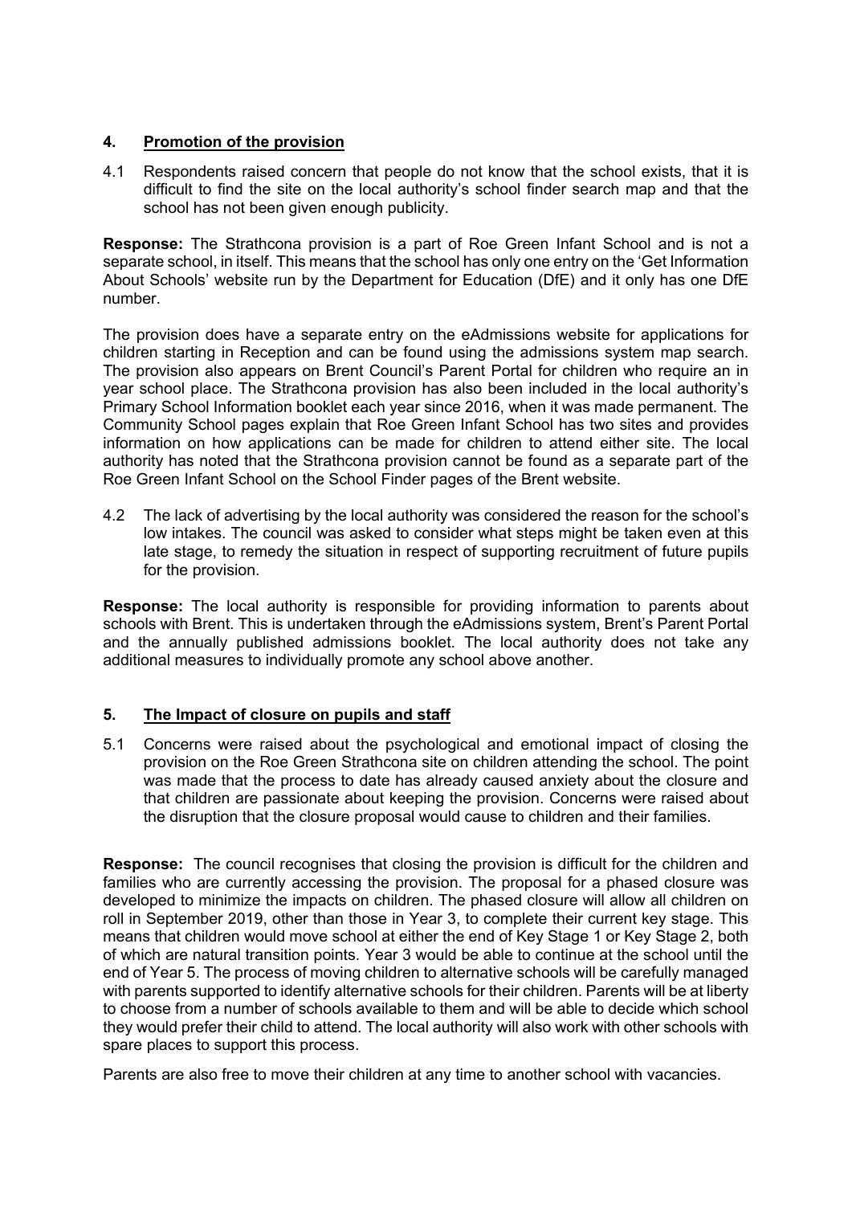## 4. Promotion of the provision

4.1 Respondents raised concern that people do not know that the school exists, that it is difficult to find the site on the local authority's school finder search map and that the school has not been given enough publicity.

**Response:** The Strathcona provision is a part of Roe Green Infant School and is not a separate school, in itself. This means that the school has only one entry on the 'Get Information About Schools' website run by the Department for Education (DfE) and it only has one DfE number.

The provision does have a separate entry on the eAdmissions website for applications for children starting in Reception and can be found using the admissions system map search. The provision also appears on Brent Council's Parent Portal for children who require an in year school place. The Strathcona provision has also been included in the local authority's Primary School Information booklet each year since 2016, when it was made permanent. The Community School pages explain that Roe Green Infant School has two sites and provides information on how applications can be made for children to attend either site. The local authority has noted that the Strathcona provision cannot be found as a separate part of the Roe Green Infant School on the School Finder pages of the Brent website.

4.2 The lack of advertising by the local authority was considered the reason for the school's low intakes. The council was asked to consider what steps might be taken even at this late stage, to remedy the situation in respect of supporting recruitment of future pupils for the provision.

**Response:** The local authority is responsible for providing information to parents about schools with Brent. This is undertaken through the eAdmissions system, Brent's Parent Portal and the annually published admissions booklet. The local authority does not take any additional measures to individually promote any school above another.

## 5. The Impact of closure on pupils and staff

5.1 Concerns were raised about the psychological and emotional impact of closing the provision on the Roe Green Strathcona site on children attending the school. The point was made that the process to date has already caused anxiety about the closure and that children are passionate about keeping the provision. Concerns were raised about the disruption that the closure proposal would cause to children and their families.

**Response:** The council recognises that closing the provision is difficult for the children and families who are currently accessing the provision. The proposal for a phased closure was developed to minimize the impacts on children. The phased closure will allow all children on roll in September 2019, other than those in Year 3, to complete their current key stage. This means that children would move school at either the end of Key Stage 1 or Key Stage 2, both of which are natural transition points. Year 3 would be able to continue at the school until the end of Year 5. The process of moving children to alternative schools will be carefully managed with parents supported to identify alternative schools for their children. Parents will be at liberty to choose from a number of schools available to them and will be able to decide which school they would prefer their child to attend. The local authority will also work with other schools with spare places to support this process.

Parents are also free to move their children at any time to another school with vacancies.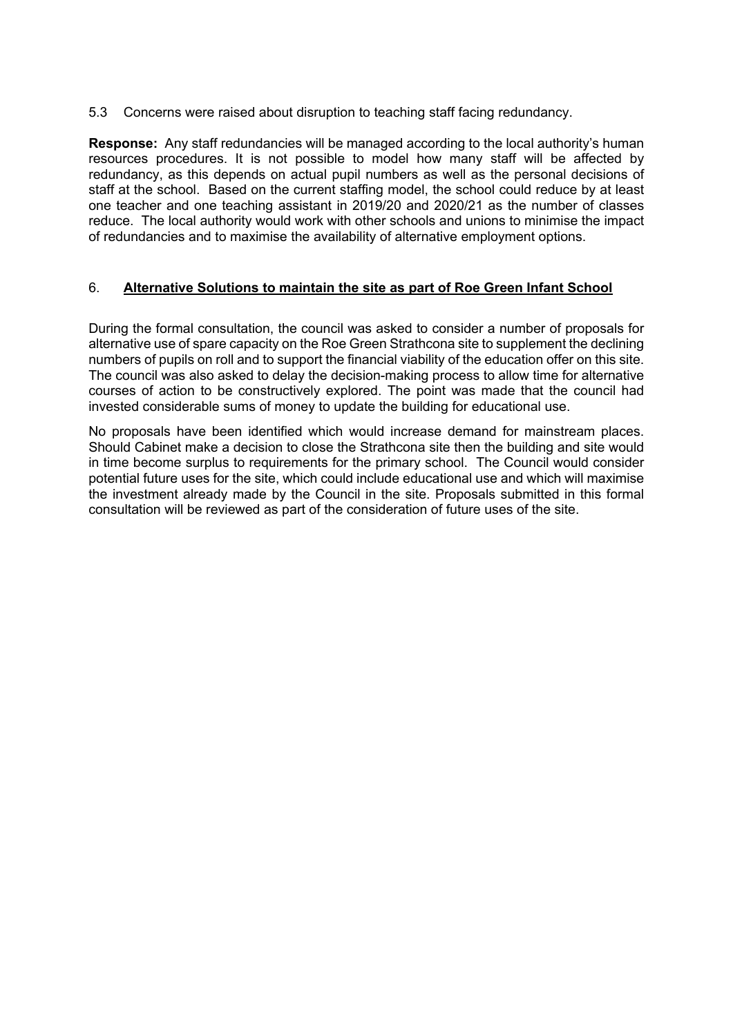5.3 Concerns were raised about disruption to teaching staff facing redundancy.

**Response:** Any staff redundancies will be managed according to the local authority's human resources procedures. It is not possible to model how many staff will be affected by redundancy, as this depends on actual pupil numbers as well as the personal decisions of staff at the school. Based on the current staffing model, the school could reduce by at least one teacher and one teaching assistant in 2019/20 and 2020/21 as the number of classes reduce. The local authority would work with other schools and unions to minimise the impact of redundancies and to maximise the availability of alternative employment options.

## 6. **Alternative Solutions to maintain the site as part of Roe Green Infant School**

During the formal consultation, the council was asked to consider a number of proposals for alternative use of spare capacity on the Roe Green Strathcona site to supplement the declining numbers of pupils on roll and to support the financial viability of the education offer on this site. The council was also asked to delay the decision-making process to allow time for alternative courses of action to be constructively explored. The point was made that the council had invested considerable sums of money to update the building for educational use.

No proposals have been identified which would increase demand for mainstream places. Should Cabinet make a decision to close the Strathcona site then the building and site would in time become surplus to requirements for the primary school. The Council would consider potential future uses for the site, which could include educational use and which will maximise the investment already made by the Council in the site. Proposals submitted in this formal consultation will be reviewed as part of the consideration of future uses of the site.